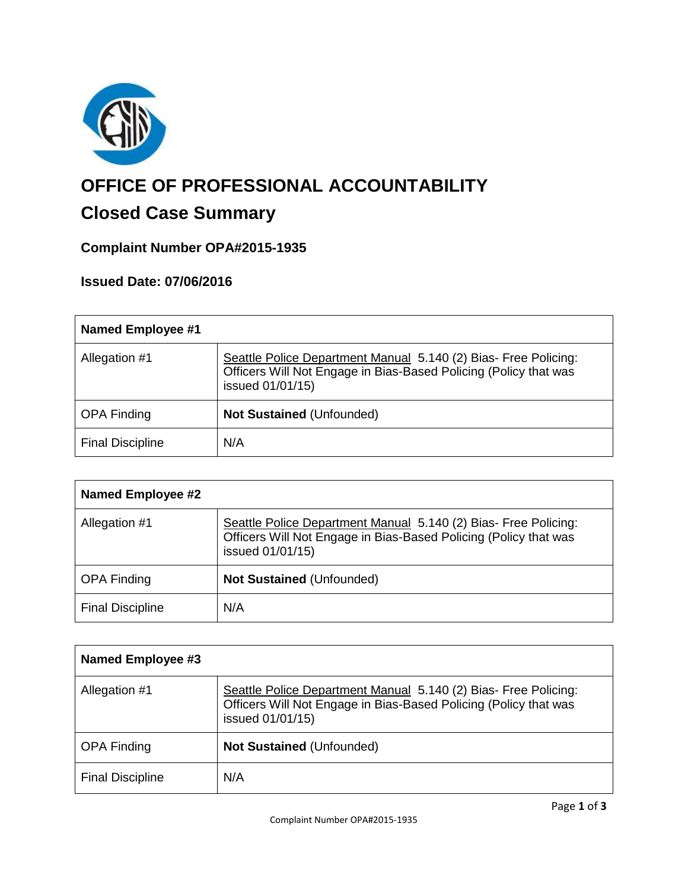# OFFICE OF PROFESSIONAL ACCOUNTABILITY

## Closed Case Summary

### Complaint Number OPA#2015-1935

### Issued Date: 07/06/2016

| **Named Employee #1** | |
|---|---|
| Allegation #1 | Seattle Police Department Manual 5.140 (2) Bias- Free Policing: Officers Will Not Engage in Bias-Based Policing (Policy that was issued 01/01/15) |
| OPA Finding | **Not Sustained** (Unfounded) |
| Final Discipline | N/A |

| **Named Employee #2** | |
|---|---|
| Allegation #1 | Seattle Police Department Manual 5.140 (2) Bias- Free Policing: Officers Will Not Engage in Bias-Based Policing (Policy that was issued 01/01/15) |
| OPA Finding | **Not Sustained** (Unfounded) |
| Final Discipline | N/A |

| **Named Employee #3** | |
|---|---|
| Allegation #1 | Seattle Police Department Manual 5.140 (2) Bias- Free Policing: Officers Will Not Engage in Bias-Based Policing (Policy that was issued 01/01/15) |
| OPA Finding | **Not Sustained** (Unfounded) |
| Final Discipline | N/A |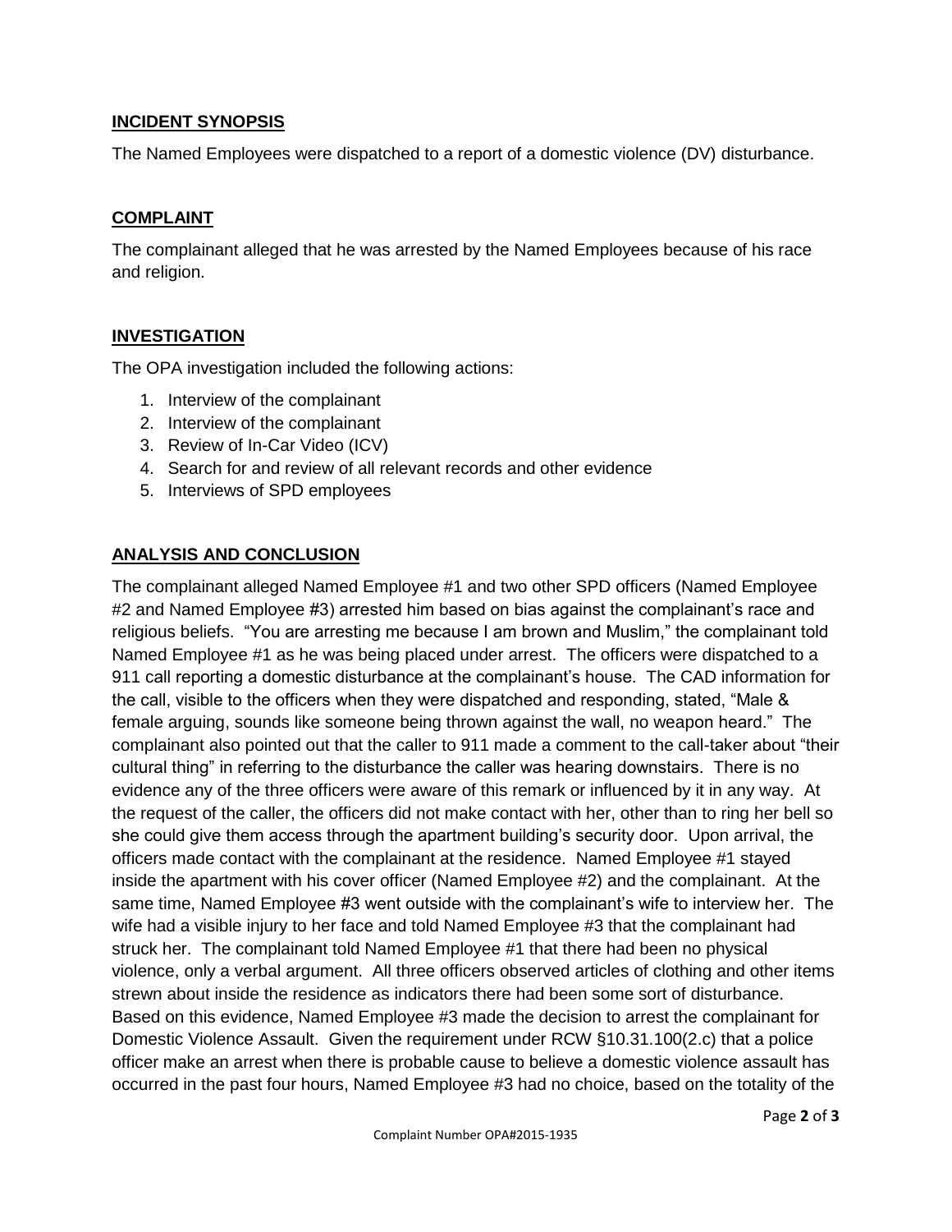## INCIDENT SYNOPSIS

The Named Employees were dispatched to a report of a domestic violence (DV) disturbance.

## COMPLAINT

The complainant alleged that he was arrested by the Named Employees because of his race and religion.

## INVESTIGATION

The OPA investigation included the following actions:

1. Interview of the complainant
2. Interview of the complainant
3. Review of In-Car Video (ICV)
4. Search for and review of all relevant records and other evidence
5. Interviews of SPD employees

## ANALYSIS AND CONCLUSION

The complainant alleged Named Employee #1 and two other SPD officers (Named Employee #2 and Named Employee #3) arrested him based on bias against the complainant's race and religious beliefs. "You are arresting me because I am brown and Muslim," the complainant told Named Employee #1 as he was being placed under arrest. The officers were dispatched to a 911 call reporting a domestic disturbance at the complainant's house. The CAD information for the call, visible to the officers when they were dispatched and responding, stated, "Male & female arguing, sounds like someone being thrown against the wall, no weapon heard." The complainant also pointed out that the caller to 911 made a comment to the call-taker about "their cultural thing" in referring to the disturbance the caller was hearing downstairs. There is no evidence any of the three officers were aware of this remark or influenced by it in any way. At the request of the caller, the officers did not make contact with her, other than to ring her bell so she could give them access through the apartment building's security door. Upon arrival, the officers made contact with the complainant at the residence. Named Employee #1 stayed inside the apartment with his cover officer (Named Employee #2) and the complainant. At the same time, Named Employee #3 went outside with the complainant's wife to interview her. The wife had a visible injury to her face and told Named Employee #3 that the complainant had struck her. The complainant told Named Employee #1 that there had been no physical violence, only a verbal argument. All three officers observed articles of clothing and other items strewn about inside the residence as indicators there had been some sort of disturbance. Based on this evidence, Named Employee #3 made the decision to arrest the complainant for Domestic Violence Assault. Given the requirement under RCW §10.31.100(2.c) that a police officer make an arrest when there is probable cause to believe a domestic violence assault has occurred in the past four hours, Named Employee #3 had no choice, based on the totality of the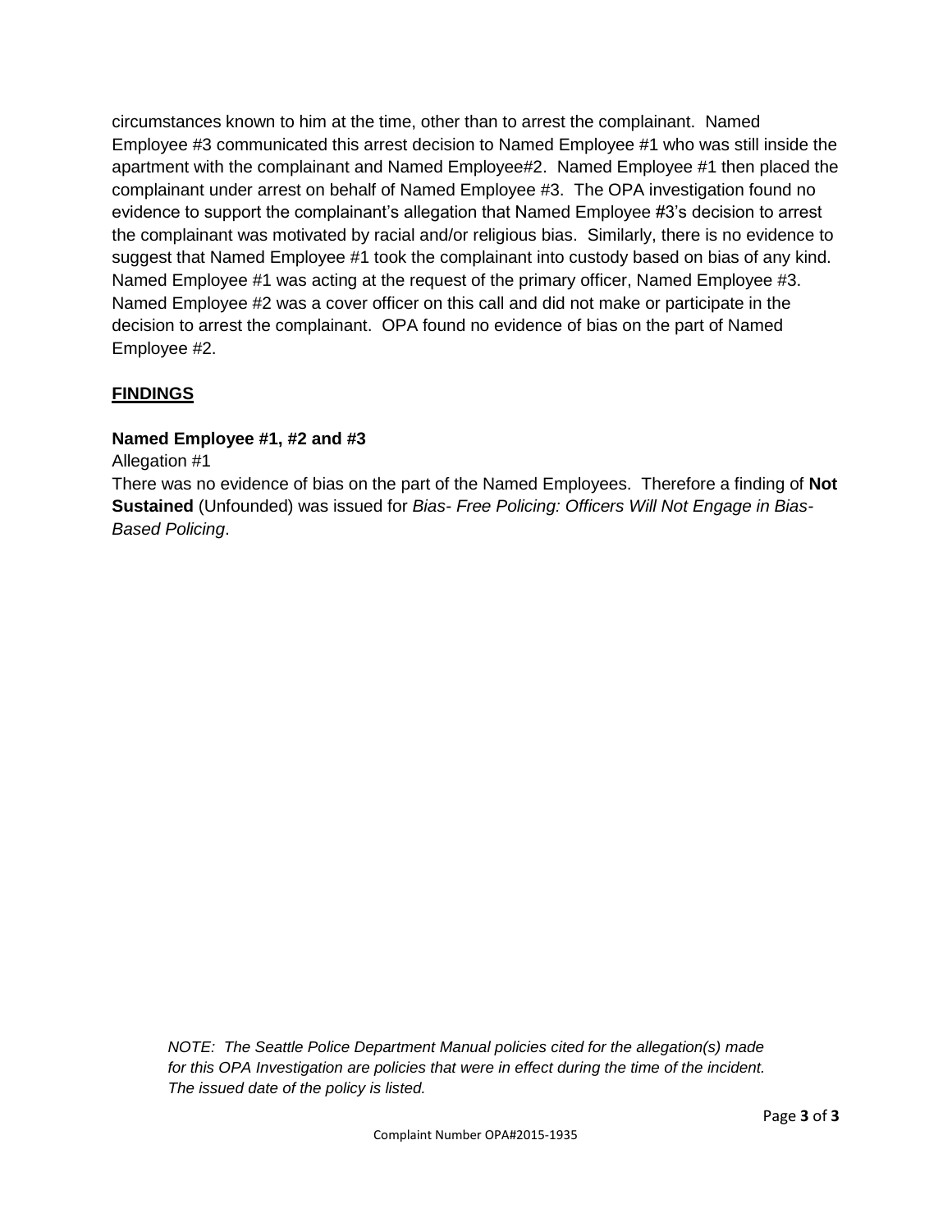circumstances known to him at the time, other than to arrest the complainant. Named Employee #3 communicated this arrest decision to Named Employee #1 who was still inside the apartment with the complainant and Named Employee#2. Named Employee #1 then placed the complainant under arrest on behalf of Named Employee #3. The OPA investigation found no evidence to support the complainant's allegation that Named Employee #3's decision to arrest the complainant was motivated by racial and/or religious bias. Similarly, there is no evidence to suggest that Named Employee #1 took the complainant into custody based on bias of any kind. Named Employee #1 was acting at the request of the primary officer, Named Employee #3. Named Employee #2 was a cover officer on this call and did not make or participate in the decision to arrest the complainant. OPA found no evidence of bias on the part of Named Employee #2.

## FINDINGS

**Named Employee #1, #2 and #3**

Allegation #1

There was no evidence of bias on the part of the Named Employees. Therefore a finding of **Not Sustained** (Unfounded) was issued for *Bias- Free Policing: Officers Will Not Engage in Bias-Based Policing*.

*NOTE: The Seattle Police Department Manual policies cited for the allegation(s) made for this OPA Investigation are policies that were in effect during the time of the incident. The issued date of the policy is listed.*

Complaint Number OPA#2015-1935